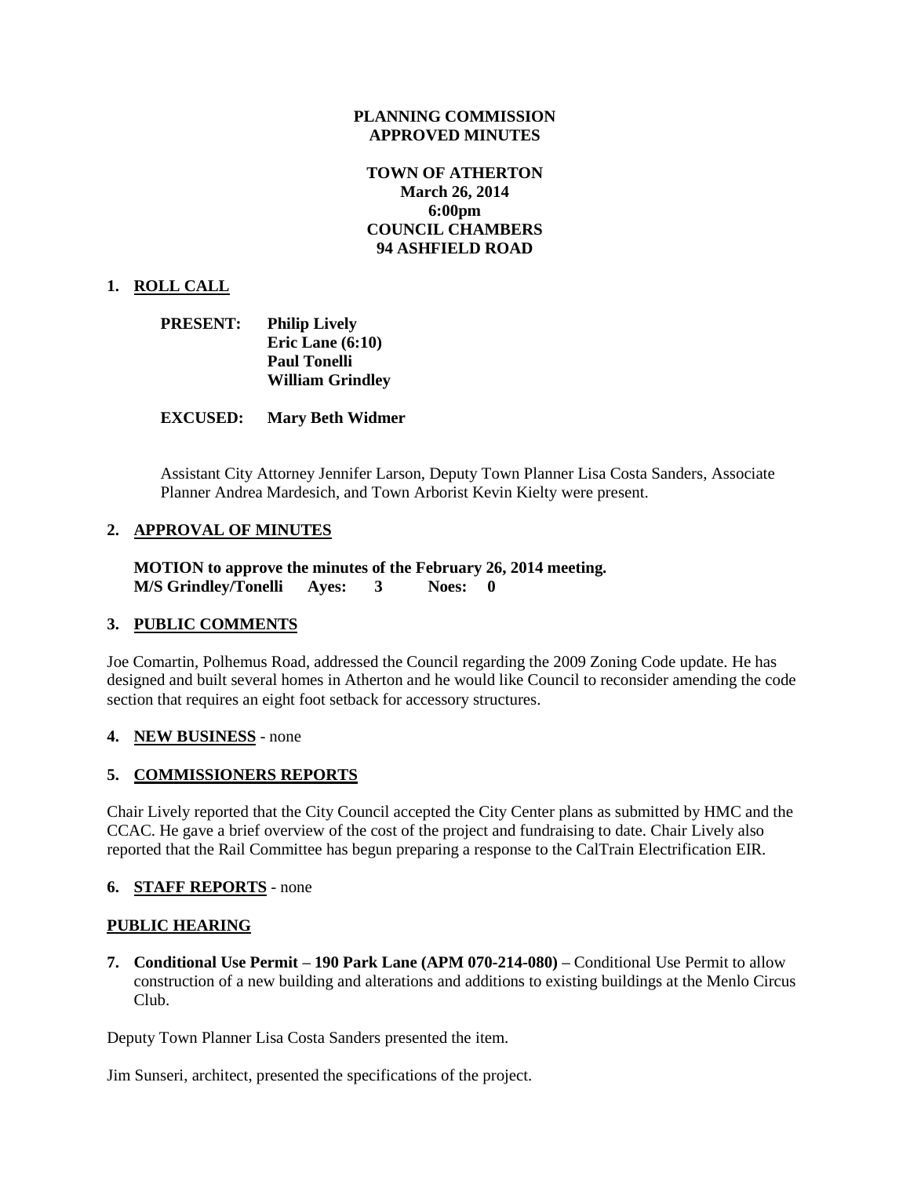**PLANNING COMMISSION**
**APPROVED MINUTES**

**TOWN OF ATHERTON**
**March 26, 2014**
**6:00pm**
**COUNCIL CHAMBERS**
**94 ASHFIELD ROAD**

## 1. ROLL CALL

**PRESENT:** **Philip Lively**
**Eric Lane (6:10)**
**Paul Tonelli**
**William Grindley**

**EXCUSED:** **Mary Beth Widmer**

Assistant City Attorney Jennifer Larson, Deputy Town Planner Lisa Costa Sanders, Associate Planner Andrea Mardesich, and Town Arborist Kevin Kielty were present.

## 2. APPROVAL OF MINUTES

**MOTION to approve the minutes of the February 26, 2014 meeting.**
**M/S Grindley/Tonelli Ayes: 3 Noes: 0**

## 3. PUBLIC COMMENTS

Joe Comartin, Polhemus Road, addressed the Council regarding the 2009 Zoning Code update. He has designed and built several homes in Atherton and he would like Council to reconsider amending the code section that requires an eight foot setback for accessory structures.

## 4. NEW BUSINESS - none

## 5. COMMISSIONERS REPORTS

Chair Lively reported that the City Council accepted the City Center plans as submitted by HMC and the CCAC. He gave a brief overview of the cost of the project and fundraising to date. Chair Lively also reported that the Rail Committee has begun preparing a response to the CalTrain Electrification EIR.

## 6. STAFF REPORTS - none

## PUBLIC HEARING

7. **Conditional Use Permit – 190 Park Lane (APM 070-214-080) –** Conditional Use Permit to allow construction of a new building and alterations and additions to existing buildings at the Menlo Circus Club.

Deputy Town Planner Lisa Costa Sanders presented the item.

Jim Sunseri, architect, presented the specifications of the project.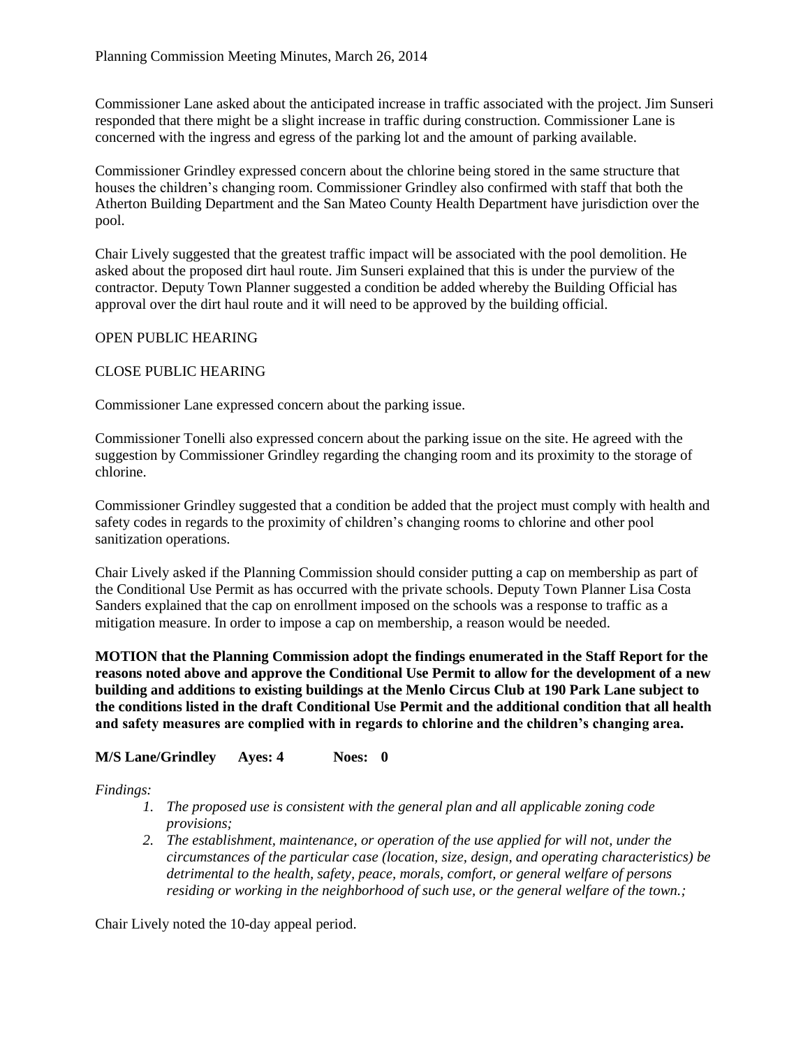Commissioner Lane asked about the anticipated increase in traffic associated with the project. Jim Sunseri responded that there might be a slight increase in traffic during construction. Commissioner Lane is concerned with the ingress and egress of the parking lot and the amount of parking available.

Commissioner Grindley expressed concern about the chlorine being stored in the same structure that houses the children's changing room. Commissioner Grindley also confirmed with staff that both the Atherton Building Department and the San Mateo County Health Department have jurisdiction over the pool.

Chair Lively suggested that the greatest traffic impact will be associated with the pool demolition. He asked about the proposed dirt haul route. Jim Sunseri explained that this is under the purview of the contractor. Deputy Town Planner suggested a condition be added whereby the Building Official has approval over the dirt haul route and it will need to be approved by the building official.

OPEN PUBLIC HEARING

CLOSE PUBLIC HEARING

Commissioner Lane expressed concern about the parking issue.

Commissioner Tonelli also expressed concern about the parking issue on the site. He agreed with the suggestion by Commissioner Grindley regarding the changing room and its proximity to the storage of chlorine.

Commissioner Grindley suggested that a condition be added that the project must comply with health and safety codes in regards to the proximity of children's changing rooms to chlorine and other pool sanitization operations.

Chair Lively asked if the Planning Commission should consider putting a cap on membership as part of the Conditional Use Permit as has occurred with the private schools. Deputy Town Planner Lisa Costa Sanders explained that the cap on enrollment imposed on the schools was a response to traffic as a mitigation measure. In order to impose a cap on membership, a reason would be needed.

**MOTION that the Planning Commission adopt the findings enumerated in the Staff Report for the reasons noted above and approve the Conditional Use Permit to allow for the development of a new building and additions to existing buildings at the Menlo Circus Club at 190 Park Lane subject to the conditions listed in the draft Conditional Use Permit and the additional condition that all health and safety measures are complied with in regards to chlorine and the children's changing area.**

**M/S Lane/Grindley Ayes: 4 Noes: 0**

*Findings:*

1. *The proposed use is consistent with the general plan and all applicable zoning code provisions;*
2. *The establishment, maintenance, or operation of the use applied for will not, under the circumstances of the particular case (location, size, design, and operating characteristics) be detrimental to the health, safety, peace, morals, comfort, or general welfare of persons residing or working in the neighborhood of such use, or the general welfare of the town.;*

Chair Lively noted the 10-day appeal period.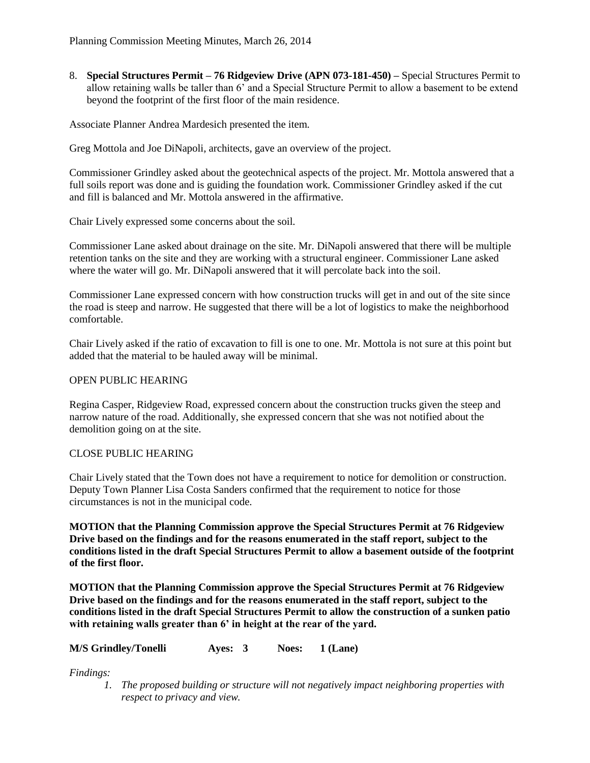8. **Special Structures Permit – 76 Ridgeview Drive (APN 073-181-450) –** Special Structures Permit to allow retaining walls be taller than 6' and a Special Structure Permit to allow a basement to be extend beyond the footprint of the first floor of the main residence.

Associate Planner Andrea Mardesich presented the item.

Greg Mottola and Joe DiNapoli, architects, gave an overview of the project.

Commissioner Grindley asked about the geotechnical aspects of the project. Mr. Mottola answered that a full soils report was done and is guiding the foundation work. Commissioner Grindley asked if the cut and fill is balanced and Mr. Mottola answered in the affirmative.

Chair Lively expressed some concerns about the soil.

Commissioner Lane asked about drainage on the site. Mr. DiNapoli answered that there will be multiple retention tanks on the site and they are working with a structural engineer. Commissioner Lane asked where the water will go. Mr. DiNapoli answered that it will percolate back into the soil.

Commissioner Lane expressed concern with how construction trucks will get in and out of the site since the road is steep and narrow. He suggested that there will be a lot of logistics to make the neighborhood comfortable.

Chair Lively asked if the ratio of excavation to fill is one to one. Mr. Mottola is not sure at this point but added that the material to be hauled away will be minimal.

OPEN PUBLIC HEARING

Regina Casper, Ridgeview Road, expressed concern about the construction trucks given the steep and narrow nature of the road. Additionally, she expressed concern that she was not notified about the demolition going on at the site.

CLOSE PUBLIC HEARING

Chair Lively stated that the Town does not have a requirement to notice for demolition or construction. Deputy Town Planner Lisa Costa Sanders confirmed that the requirement to notice for those circumstances is not in the municipal code.

**MOTION that the Planning Commission approve the Special Structures Permit at 76 Ridgeview Drive based on the findings and for the reasons enumerated in the staff report, subject to the conditions listed in the draft Special Structures Permit to allow a basement outside of the footprint of the first floor.**

**MOTION that the Planning Commission approve the Special Structures Permit at 76 Ridgeview Drive based on the findings and for the reasons enumerated in the staff report, subject to the conditions listed in the draft Special Structures Permit to allow the construction of a sunken patio with retaining walls greater than 6' in height at the rear of the yard.**

**M/S Grindley/Tonelli Ayes: 3 Noes: 1 (Lane)**

*Findings:*

1. *The proposed building or structure will not negatively impact neighboring properties with respect to privacy and view.*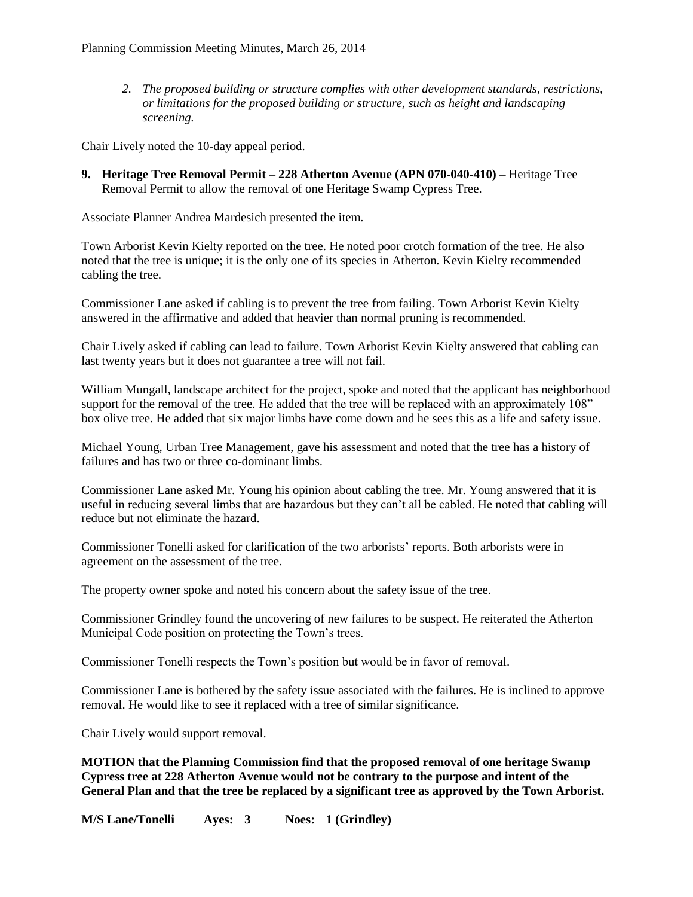2. *The proposed building or structure complies with other development standards, restrictions, or limitations for the proposed building or structure, such as height and landscaping screening.*

Chair Lively noted the 10-day appeal period.

**9. Heritage Tree Removal Permit – 228 Atherton Avenue (APN 070-040-410) –** Heritage Tree Removal Permit to allow the removal of one Heritage Swamp Cypress Tree.

Associate Planner Andrea Mardesich presented the item.

Town Arborist Kevin Kielty reported on the tree. He noted poor crotch formation of the tree. He also noted that the tree is unique; it is the only one of its species in Atherton. Kevin Kielty recommended cabling the tree.

Commissioner Lane asked if cabling is to prevent the tree from failing. Town Arborist Kevin Kielty answered in the affirmative and added that heavier than normal pruning is recommended.

Chair Lively asked if cabling can lead to failure. Town Arborist Kevin Kielty answered that cabling can last twenty years but it does not guarantee a tree will not fail.

William Mungall, landscape architect for the project, spoke and noted that the applicant has neighborhood support for the removal of the tree. He added that the tree will be replaced with an approximately 108" box olive tree. He added that six major limbs have come down and he sees this as a life and safety issue.

Michael Young, Urban Tree Management, gave his assessment and noted that the tree has a history of failures and has two or three co-dominant limbs.

Commissioner Lane asked Mr. Young his opinion about cabling the tree. Mr. Young answered that it is useful in reducing several limbs that are hazardous but they can't all be cabled. He noted that cabling will reduce but not eliminate the hazard.

Commissioner Tonelli asked for clarification of the two arborists' reports. Both arborists were in agreement on the assessment of the tree.

The property owner spoke and noted his concern about the safety issue of the tree.

Commissioner Grindley found the uncovering of new failures to be suspect. He reiterated the Atherton Municipal Code position on protecting the Town's trees.

Commissioner Tonelli respects the Town's position but would be in favor of removal.

Commissioner Lane is bothered by the safety issue associated with the failures. He is inclined to approve removal. He would like to see it replaced with a tree of similar significance.

Chair Lively would support removal.

**MOTION that the Planning Commission find that the proposed removal of one heritage Swamp Cypress tree at 228 Atherton Avenue would not be contrary to the purpose and intent of the General Plan and that the tree be replaced by a significant tree as approved by the Town Arborist.**

**M/S Lane/Tonelli Ayes: 3 Noes: 1 (Grindley)**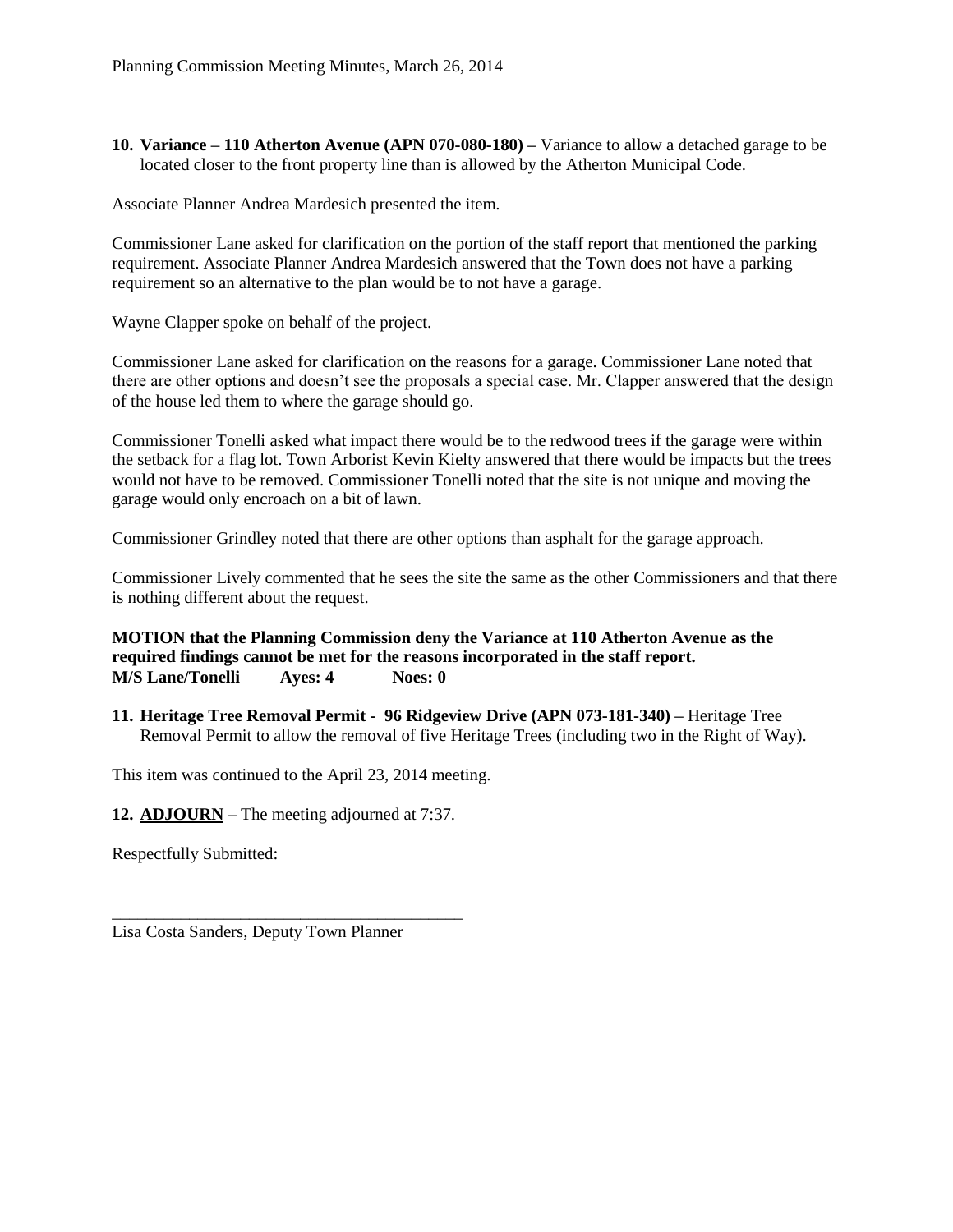**10. Variance – 110 Atherton Avenue (APN 070-080-180) –** Variance to allow a detached garage to be located closer to the front property line than is allowed by the Atherton Municipal Code.

Associate Planner Andrea Mardesich presented the item.

Commissioner Lane asked for clarification on the portion of the staff report that mentioned the parking requirement. Associate Planner Andrea Mardesich answered that the Town does not have a parking requirement so an alternative to the plan would be to not have a garage.

Wayne Clapper spoke on behalf of the project.

Commissioner Lane asked for clarification on the reasons for a garage. Commissioner Lane noted that there are other options and doesn't see the proposals a special case. Mr. Clapper answered that the design of the house led them to where the garage should go.

Commissioner Tonelli asked what impact there would be to the redwood trees if the garage were within the setback for a flag lot. Town Arborist Kevin Kielty answered that there would be impacts but the trees would not have to be removed. Commissioner Tonelli noted that the site is not unique and moving the garage would only encroach on a bit of lawn.

Commissioner Grindley noted that there are other options than asphalt for the garage approach.

Commissioner Lively commented that he sees the site the same as the other Commissioners and that there is nothing different about the request.

**MOTION that the Planning Commission deny the Variance at 110 Atherton Avenue as the required findings cannot be met for the reasons incorporated in the staff report.**
**M/S Lane/Tonelli Ayes: 4 Noes: 0**

**11. Heritage Tree Removal Permit - 96 Ridgeview Drive (APN 073-181-340) –** Heritage Tree Removal Permit to allow the removal of five Heritage Trees (including two in the Right of Way).

This item was continued to the April 23, 2014 meeting.

**12. ADJOURN –** The meeting adjourned at 7:37.

Respectfully Submitted:

\_\_\_\_\_\_\_\_\_\_\_\_\_\_\_\_\_\_\_\_\_\_\_\_\_\_\_\_\_\_\_\_\_\_\_\_\_\_\_\_
Lisa Costa Sanders, Deputy Town Planner